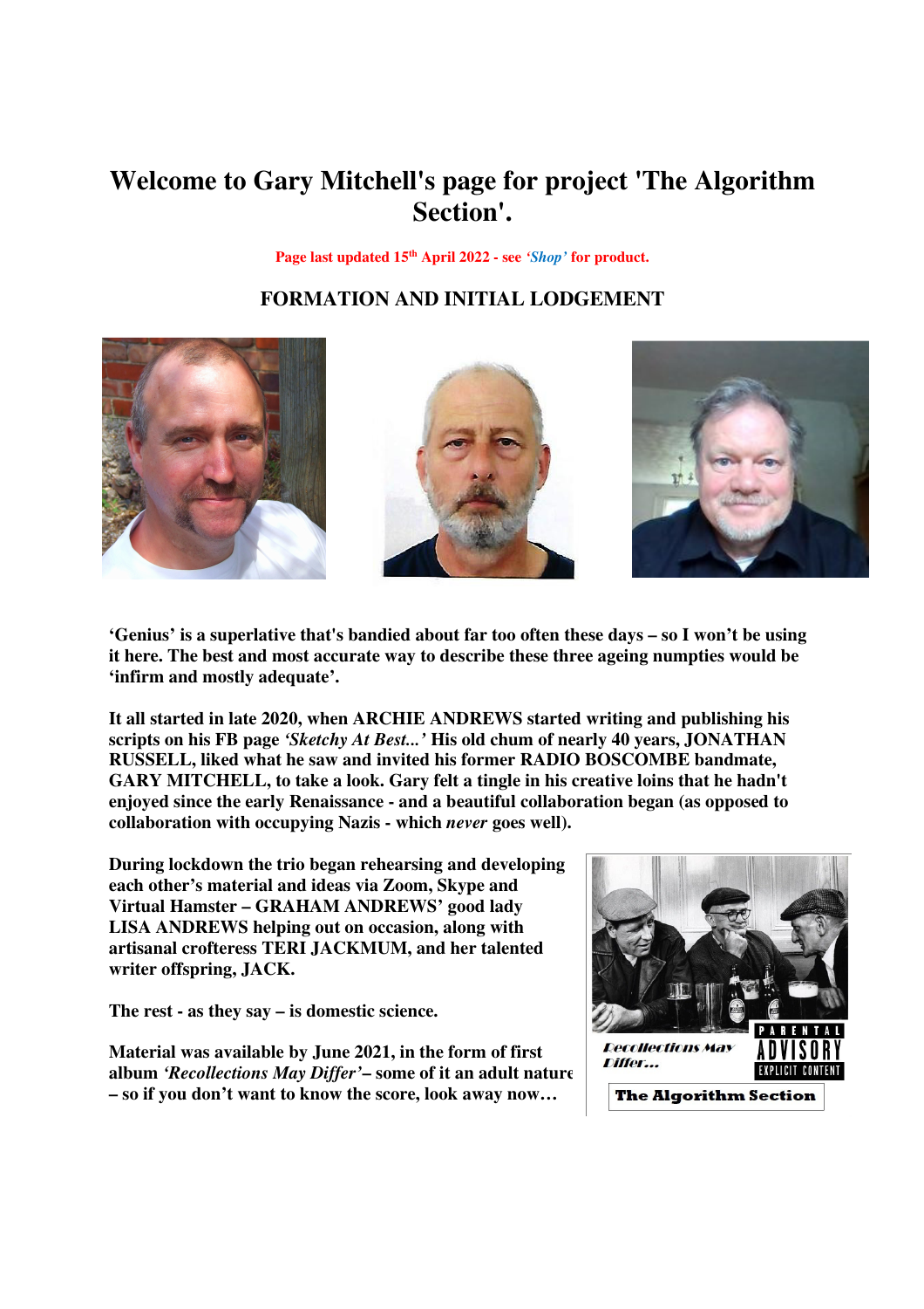# Welcome to Gary Mitchell's page for project 'The Algorithm Section'.

**Page last updated 15th April 2022 - see *'Shop'* for product.**

## FORMATION AND INITIAL LODGEMENT

**'Genius' is a superlative that's bandied about far too often these days – so I won't be using it here. The best and most accurate way to describe these three ageing numpties would be 'infirm and mostly adequate'.**

**It all started in late 2020, when ARCHIE ANDREWS started writing and publishing his scripts on his FB page *'Sketchy At Best...'* His old chum of nearly 40 years, JONATHAN RUSSELL, liked what he saw and invited his former RADIO BOSCOMBE bandmate, GARY MITCHELL, to take a look. Gary felt a tingle in his creative loins that he hadn't enjoyed since the early Renaissance - and a beautiful collaboration began (as opposed to collaboration with occupying Nazis - which *never* goes well).**

**During lockdown the trio began rehearsing and developing each other's material and ideas via Zoom, Skype and Virtual Hamster – GRAHAM ANDREWS' good lady LISA ANDREWS helping out on occasion, along with artisanal crofteress TERI JACKMUM, and her talented writer offspring, JACK.**

**The rest - as they say – is domestic science.**

**Material was available by June 2021, in the form of first album *'Recollections May Differ'*– some of it an adult nature – so if you don't want to know the score, look away now…**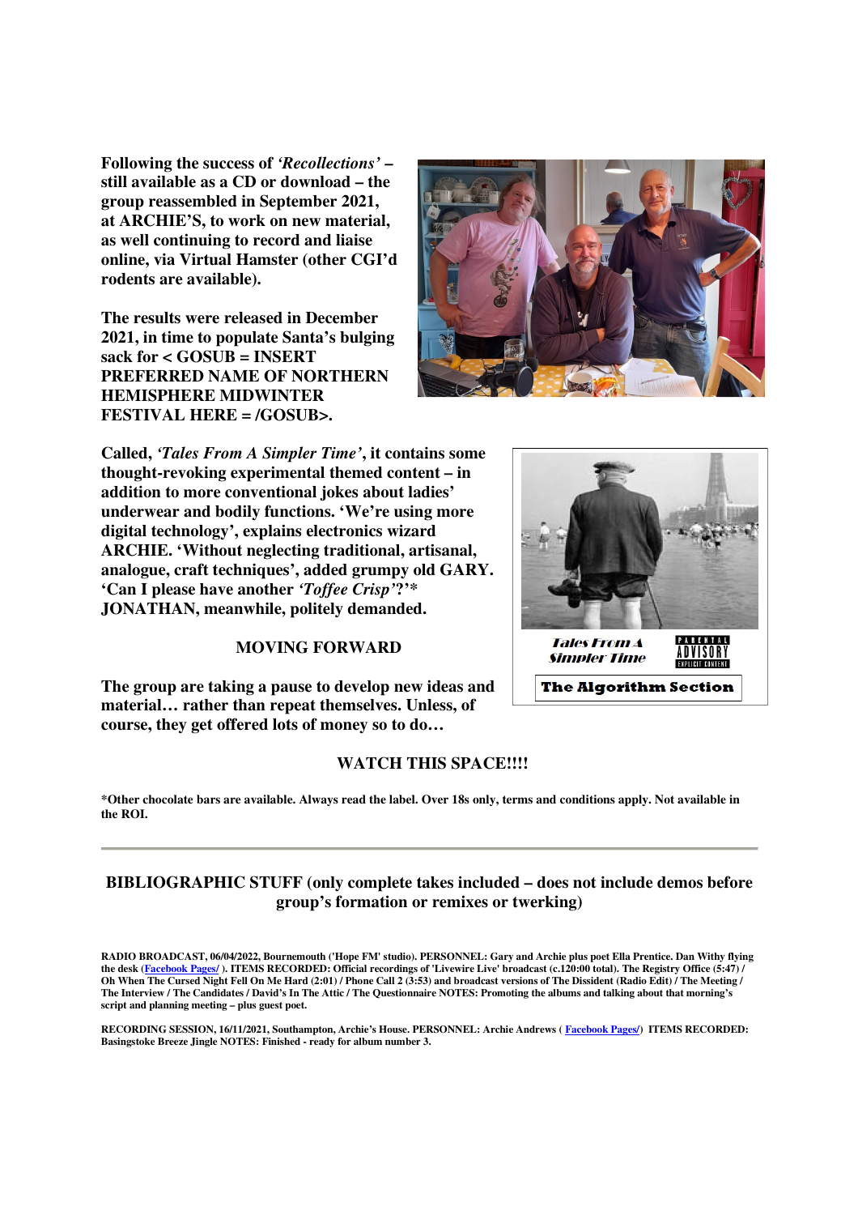**Following the success of *'Recollections'* – still available as a CD or download – the group reassembled in September 2021, at ARCHIE'S, to work on new material, as well continuing to record and liaise online, via Virtual Hamster (other CGI'd rodents are available).**

**The results were released in December 2021, in time to populate Santa's bulging sack for < GOSUB = INSERT PREFERRED NAME OF NORTHERN HEMISPHERE MIDWINTER FESTIVAL HERE = /GOSUB>.**

**Called, *'Tales From A Simpler Time'*, it contains some thought-revoking experimental themed content – in addition to more conventional jokes about ladies' underwear and bodily functions. 'We're using more digital technology', explains electronics wizard ARCHIE. 'Without neglecting traditional, artisanal, analogue, craft techniques', added grumpy old GARY. 'Can I please have another *'Toffee Crisp'*?'* JONATHAN, meanwhile, politely demanded.**

### MOVING FORWARD

**The group are taking a pause to develop new ideas and material… rather than repeat themselves. Unless, of course, they get offered lots of money so to do…**

### WATCH THIS SPACE!!!!

***Other chocolate bars are available. Always read the label. Over 18s only, terms and conditions apply. Not available in the ROI.**

---

## BIBLIOGRAPHIC STUFF (only complete takes included – does not include demos before group's formation or remixes or twerking)

**RADIO BROADCAST, 06/04/2022, Bournemouth ('Hope FM' studio). PERSONNEL: Gary and Archie plus poet Ella Prentice. Dan Withy flying the desk (Facebook Pages/ ). ITEMS RECORDED: Official recordings of 'Livewire Live' broadcast (c.120:00 total). The Registry Office (5:47) / Oh When The Cursed Night Fell On Me Hard (2:01) / Phone Call 2 (3:53) and broadcast versions of The Dissident (Radio Edit) / The Meeting / The Interview / The Candidates / David's In The Attic / The Questionnaire NOTES: Promoting the albums and talking about that morning's script and planning meeting – plus guest poet.**

**RECORDING SESSION, 16/11/2021, Southampton, Archie's House. PERSONNEL: Archie Andrews ( Facebook Pages/) ITEMS RECORDED: Basingstoke Breeze Jingle NOTES: Finished - ready for album number 3.**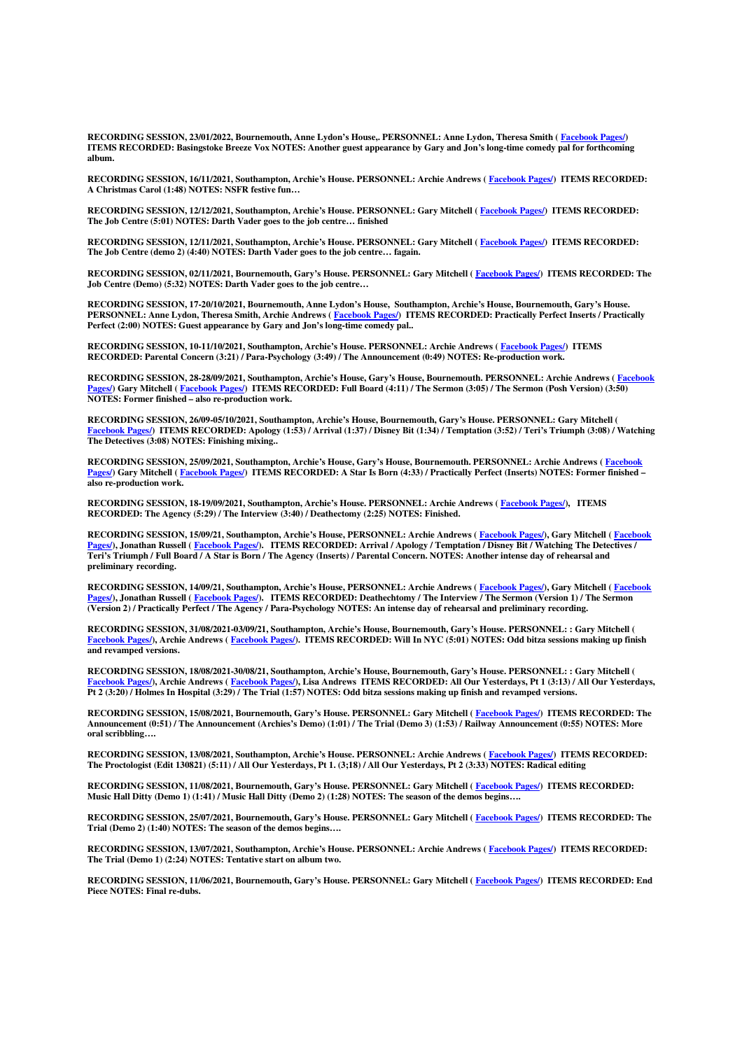**RECORDING SESSION, 23/01/2022, Bournemouth, Anne Lydon's House,. PERSONNEL: Anne Lydon, Theresa Smith ( Facebook Pages/) ITEMS RECORDED: Basingstoke Breeze Vox NOTES: Another guest appearance by Gary and Jon's long-time comedy pal for forthcoming album.**

**RECORDING SESSION, 16/11/2021, Southampton, Archie's House. PERSONNEL: Archie Andrews ( Facebook Pages/) ITEMS RECORDED: A Christmas Carol (1:48) NOTES: NSFR festive fun…**

**RECORDING SESSION, 12/12/2021, Southampton, Archie's House. PERSONNEL: Gary Mitchell ( Facebook Pages/) ITEMS RECORDED: The Job Centre (5:01) NOTES: Darth Vader goes to the job centre… finished**

**RECORDING SESSION, 12/11/2021, Southampton, Archie's House. PERSONNEL: Gary Mitchell ( Facebook Pages/) ITEMS RECORDED: The Job Centre (demo 2) (4:40) NOTES: Darth Vader goes to the job centre… fagain.**

**RECORDING SESSION, 02/11/2021, Bournemouth, Gary's House. PERSONNEL: Gary Mitchell ( Facebook Pages/) ITEMS RECORDED: The Job Centre (Demo) (5:32) NOTES: Darth Vader goes to the job centre…**

**RECORDING SESSION, 17-20/10/2021, Bournemouth, Anne Lydon's House, Southampton, Archie's House, Bournemouth, Gary's House. PERSONNEL: Anne Lydon, Theresa Smith, Archie Andrews ( Facebook Pages/) ITEMS RECORDED: Practically Perfect Inserts / Practically Perfect (2:00) NOTES: Guest appearance by Gary and Jon's long-time comedy pal..**

**RECORDING SESSION, 10-11/10/2021, Southampton, Archie's House. PERSONNEL: Archie Andrews ( Facebook Pages/) ITEMS RECORDED: Parental Concern (3:21) / Para-Psychology (3:49) / The Announcement (0:49) NOTES: Re-production work.**

**RECORDING SESSION, 28-28/09/2021, Southampton, Archie's House, Gary's House, Bournemouth. PERSONNEL: Archie Andrews ( Facebook Pages/) Gary Mitchell ( Facebook Pages/) ITEMS RECORDED: Full Board (4:11) / The Sermon (3:05) / The Sermon (Posh Version) (3:50) NOTES: Former finished – also re-production work.**

**RECORDING SESSION, 26/09-05/10/2021, Southampton, Archie's House, Bournemouth, Gary's House. PERSONNEL: Gary Mitchell ( Facebook Pages/) ITEMS RECORDED: Apology (1:53) / Arrival (1:37) / Disney Bit (1:34) / Temptation (3:52) / Teri's Triumph (3:08) / Watching The Detectives (3:08) NOTES: Finishing mixing..**

**RECORDING SESSION, 25/09/2021, Southampton, Archie's House, Gary's House, Bournemouth. PERSONNEL: Archie Andrews ( Facebook Pages/) Gary Mitchell ( Facebook Pages/) ITEMS RECORDED: A Star Is Born (4:33) / Practically Perfect (Inserts) NOTES: Former finished – also re-production work.**

**RECORDING SESSION, 18-19/09/2021, Southampton, Archie's House. PERSONNEL: Archie Andrews ( Facebook Pages/), ITEMS RECORDED: The Agency (5:29) / The Interview (3:40) / Deathectomy (2:25) NOTES: Finished.**

**RECORDING SESSION, 15/09/21, Southampton, Archie's House, PERSONNEL: Archie Andrews ( Facebook Pages/), Gary Mitchell ( Facebook Pages/), Jonathan Russell ( Facebook Pages/). ITEMS RECORDED: Arrival / Apology / Temptation / Disney Bit / Watching The Detectives / Teri's Triumph / Full Board / A Star is Born / The Agency (Inserts) / Parental Concern. NOTES: Another intense day of rehearsal and preliminary recording.**

**RECORDING SESSION, 14/09/21, Southampton, Archie's House, PERSONNEL: Archie Andrews ( Facebook Pages/), Gary Mitchell ( Facebook Pages/), Jonathan Russell ( Facebook Pages/). ITEMS RECORDED: Deathechtomy / The Interview / The Sermon (Version 1) / The Sermon (Version 2) / Practically Perfect / The Agency / Para-Psychology NOTES: An intense day of rehearsal and preliminary recording.**

**RECORDING SESSION, 31/08/2021-03/09/21, Southampton, Archie's House, Bournemouth, Gary's House. PERSONNEL: : Gary Mitchell ( Facebook Pages/), Archie Andrews ( Facebook Pages/). ITEMS RECORDED: Will In NYC (5:01) NOTES: Odd bitza sessions making up finish and revamped versions.**

**RECORDING SESSION, 18/08/2021-30/08/21, Southampton, Archie's House, Bournemouth, Gary's House. PERSONNEL: : Gary Mitchell ( Facebook Pages/), Archie Andrews ( Facebook Pages/), Lisa Andrews ITEMS RECORDED: All Our Yesterdays, Pt 1 (3:13) / All Our Yesterdays, Pt 2 (3:20) / Holmes In Hospital (3:29) / The Trial (1:57) NOTES: Odd bitza sessions making up finish and revamped versions.**

**RECORDING SESSION, 15/08/2021, Bournemouth, Gary's House. PERSONNEL: Gary Mitchell ( Facebook Pages/) ITEMS RECORDED: The Announcement (0:51) / The Announcement (Archies's Demo) (1:01) / The Trial (Demo 3) (1:53) / Railway Announcement (0:55) NOTES: More oral scribbling….**

**RECORDING SESSION, 13/08/2021, Southampton, Archie's House. PERSONNEL: Archie Andrews ( Facebook Pages/) ITEMS RECORDED: The Proctologist (Edit 130821) (5:11) / All Our Yesterdays, Pt 1. (3;18) / All Our Yesterdays, Pt 2 (3:33) NOTES: Radical editing**

**RECORDING SESSION, 11/08/2021, Bournemouth, Gary's House. PERSONNEL: Gary Mitchell ( Facebook Pages/) ITEMS RECORDED: Music Hall Ditty (Demo 1) (1:41) / Music Hall Ditty (Demo 2) (1:28) NOTES: The season of the demos begins….**

**RECORDING SESSION, 25/07/2021, Bournemouth, Gary's House. PERSONNEL: Gary Mitchell ( Facebook Pages/) ITEMS RECORDED: The Trial (Demo 2) (1:40) NOTES: The season of the demos begins….**

**RECORDING SESSION, 13/07/2021, Southampton, Archie's House. PERSONNEL: Archie Andrews ( Facebook Pages/) ITEMS RECORDED: The Trial (Demo 1) (2:24) NOTES: Tentative start on album two.**

**RECORDING SESSION, 11/06/2021, Bournemouth, Gary's House. PERSONNEL: Gary Mitchell ( Facebook Pages/) ITEMS RECORDED: End Piece NOTES: Final re-dubs.**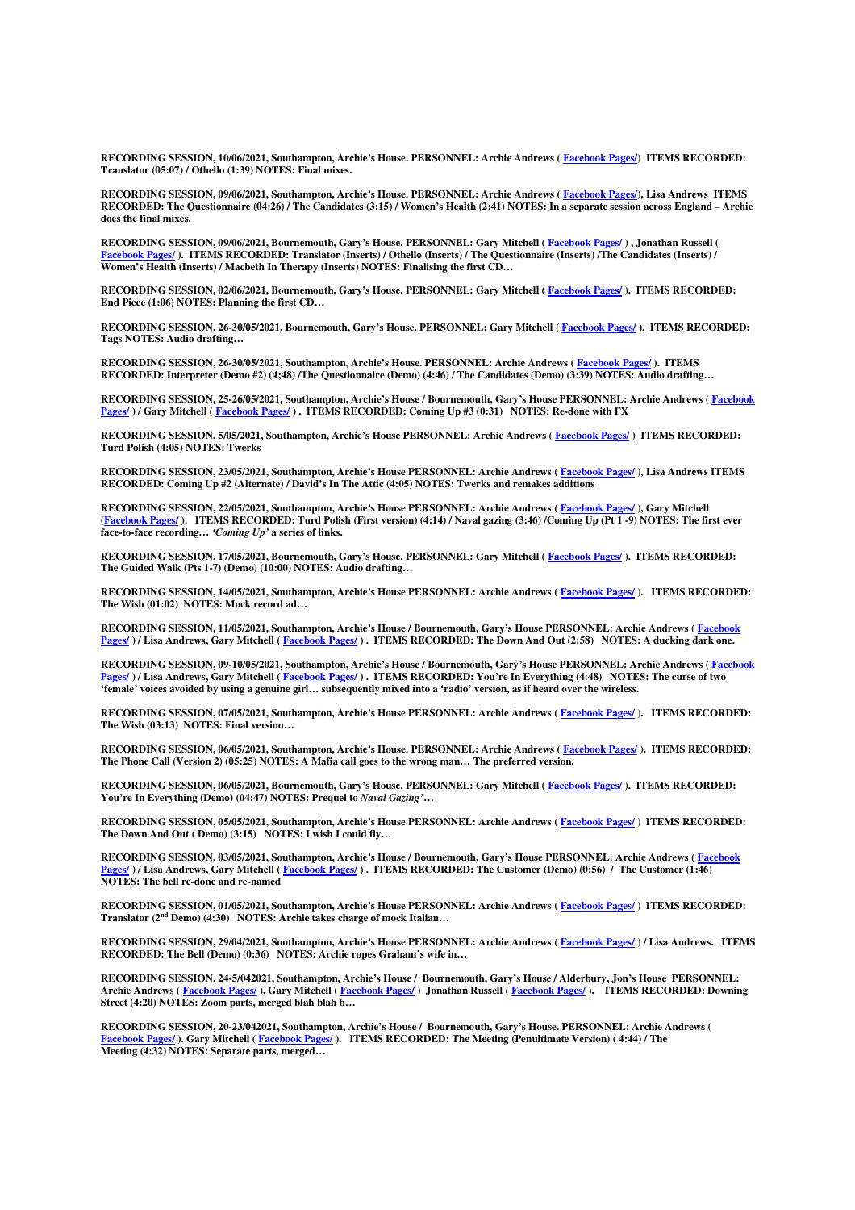**RECORDING SESSION, 10/06/2021, Southampton, Archie's House. PERSONNEL: Archie Andrews ( Facebook Pages/) ITEMS RECORDED: Translator (05:07) / Othello (1:39) NOTES: Final mixes.**

**RECORDING SESSION, 09/06/2021, Southampton, Archie's House. PERSONNEL: Archie Andrews ( Facebook Pages/), Lisa Andrews ITEMS RECORDED: The Questionnaire (04:26) / The Candidates (3:15) / Women's Health (2:41) NOTES: In a separate session across England – Archie does the final mixes.**

**RECORDING SESSION, 09/06/2021, Bournemouth, Gary's House. PERSONNEL: Gary Mitchell ( Facebook Pages/ ) , Jonathan Russell ( Facebook Pages/ ). ITEMS RECORDED: Translator (Inserts) / Othello (Inserts) / The Questionnaire (Inserts) /The Candidates (Inserts) / Women's Health (Inserts) / Macbeth In Therapy (Inserts) NOTES: Finalising the first CD…**

**RECORDING SESSION, 02/06/2021, Bournemouth, Gary's House. PERSONNEL: Gary Mitchell ( Facebook Pages/ ). ITEMS RECORDED: End Piece (1:06) NOTES: Planning the first CD…**

**RECORDING SESSION, 26-30/05/2021, Bournemouth, Gary's House. PERSONNEL: Gary Mitchell ( Facebook Pages/ ). ITEMS RECORDED: Tags NOTES: Audio drafting…**

**RECORDING SESSION, 26-30/05/2021, Southampton, Archie's House. PERSONNEL: Archie Andrews ( Facebook Pages/ ). ITEMS RECORDED: Interpreter (Demo #2) (4;48) /The Questionnaire (Demo) (4:46) / The Candidates (Demo) (3:39) NOTES: Audio drafting…**

**RECORDING SESSION, 25-26/05/2021, Southampton, Archie's House / Bournemouth, Gary's House PERSONNEL: Archie Andrews ( Facebook Pages/ ) / Gary Mitchell ( Facebook Pages/ ) . ITEMS RECORDED: Coming Up #3 (0:31) NOTES: Re-done with FX**

**RECORDING SESSION, 5/05/2021, Southampton, Archie's House PERSONNEL: Archie Andrews ( Facebook Pages/ ) ITEMS RECORDED: Turd Polish (4:05) NOTES: Twerks**

**RECORDING SESSION, 23/05/2021, Southampton, Archie's House PERSONNEL: Archie Andrews ( Facebook Pages/ ), Lisa Andrews ITEMS RECORDED: Coming Up #2 (Alternate) / David's In The Attic (4:05) NOTES: Twerks and remakes additions**

**RECORDING SESSION, 22/05/2021, Southampton, Archie's House PERSONNEL: Archie Andrews ( Facebook Pages/ ), Gary Mitchell (Facebook Pages/ ). ITEMS RECORDED: Turd Polish (First version) (4:14) / Naval gazing (3:46) /Coming Up (Pt 1 -9) NOTES: The first ever face-to-face recording…** ***'Coming Up'*** **a series of links.**

**RECORDING SESSION, 17/05/2021, Bournemouth, Gary's House. PERSONNEL: Gary Mitchell ( Facebook Pages/ ). ITEMS RECORDED: The Guided Walk (Pts 1-7) (Demo) (10:00) NOTES: Audio drafting…**

**RECORDING SESSION, 14/05/2021, Southampton, Archie's House PERSONNEL: Archie Andrews ( Facebook Pages/ ). ITEMS RECORDED: The Wish (01:02) NOTES: Mock record ad…**

**RECORDING SESSION, 11/05/2021, Southampton, Archie's House / Bournemouth, Gary's House PERSONNEL: Archie Andrews ( Facebook Pages/ ) / Lisa Andrews, Gary Mitchell ( Facebook Pages/ ) . ITEMS RECORDED: The Down And Out (2:58) NOTES: A ducking dark one.**

**RECORDING SESSION, 09-10/05/2021, Southampton, Archie's House / Bournemouth, Gary's House PERSONNEL: Archie Andrews ( Facebook Pages/ ) / Lisa Andrews, Gary Mitchell ( Facebook Pages/ ) . ITEMS RECORDED: You're In Everything (4:48) NOTES: The curse of two 'female' voices avoided by using a genuine girl… subsequently mixed into a 'radio' version, as if heard over the wireless.**

**RECORDING SESSION, 07/05/2021, Southampton, Archie's House PERSONNEL: Archie Andrews ( Facebook Pages/ ). ITEMS RECORDED: The Wish (03:13) NOTES: Final version…**

**RECORDING SESSION, 06/05/2021, Southampton, Archie's House. PERSONNEL: Archie Andrews ( Facebook Pages/ ). ITEMS RECORDED: The Phone Call (Version 2) (05:25) NOTES: A Mafia call goes to the wrong man… The preferred version.**

**RECORDING SESSION, 06/05/2021, Bournemouth, Gary's House. PERSONNEL: Gary Mitchell ( Facebook Pages/ ). ITEMS RECORDED: You're In Everything (Demo) (04:47) NOTES: Prequel to** ***Naval Gazing'*…**

**RECORDING SESSION, 05/05/2021, Southampton, Archie's House PERSONNEL: Archie Andrews ( Facebook Pages/ ) ITEMS RECORDED: The Down And Out ( Demo) (3:15) NOTES: I wish I could fly…**

**RECORDING SESSION, 03/05/2021, Southampton, Archie's House / Bournemouth, Gary's House PERSONNEL: Archie Andrews ( Facebook Pages/ ) / Lisa Andrews, Gary Mitchell ( Facebook Pages/ ) . ITEMS RECORDED: The Customer (Demo) (0:56) / The Customer (1:46) NOTES: The bell re-done and re-named**

**RECORDING SESSION, 01/05/2021, Southampton, Archie's House PERSONNEL: Archie Andrews ( Facebook Pages/ ) ITEMS RECORDED: Translator (2nd Demo) (4:30) NOTES: Archie takes charge of mock Italian…**

**RECORDING SESSION, 29/04/2021, Southampton, Archie's House PERSONNEL: Archie Andrews ( Facebook Pages/ ) / Lisa Andrews. ITEMS RECORDED: The Bell (Demo) (0:36) NOTES: Archie ropes Graham's wife in…**

**RECORDING SESSION, 24-5/042021, Southampton, Archie's House / Bournemouth, Gary's House / Alderbury, Jon's House PERSONNEL: Archie Andrews ( Facebook Pages/ ), Gary Mitchell ( Facebook Pages/ ) Jonathan Russell ( Facebook Pages/ ). ITEMS RECORDED: Downing Street (4:20) NOTES: Zoom parts, merged blah blah b…**

**RECORDING SESSION, 20-23/042021, Southampton, Archie's House / Bournemouth, Gary's House. PERSONNEL: Archie Andrews ( Facebook Pages/ ). Gary Mitchell ( Facebook Pages/ ). ITEMS RECORDED: The Meeting (Penultimate Version) ( 4:44) / The Meeting (4:32) NOTES: Separate parts, merged…**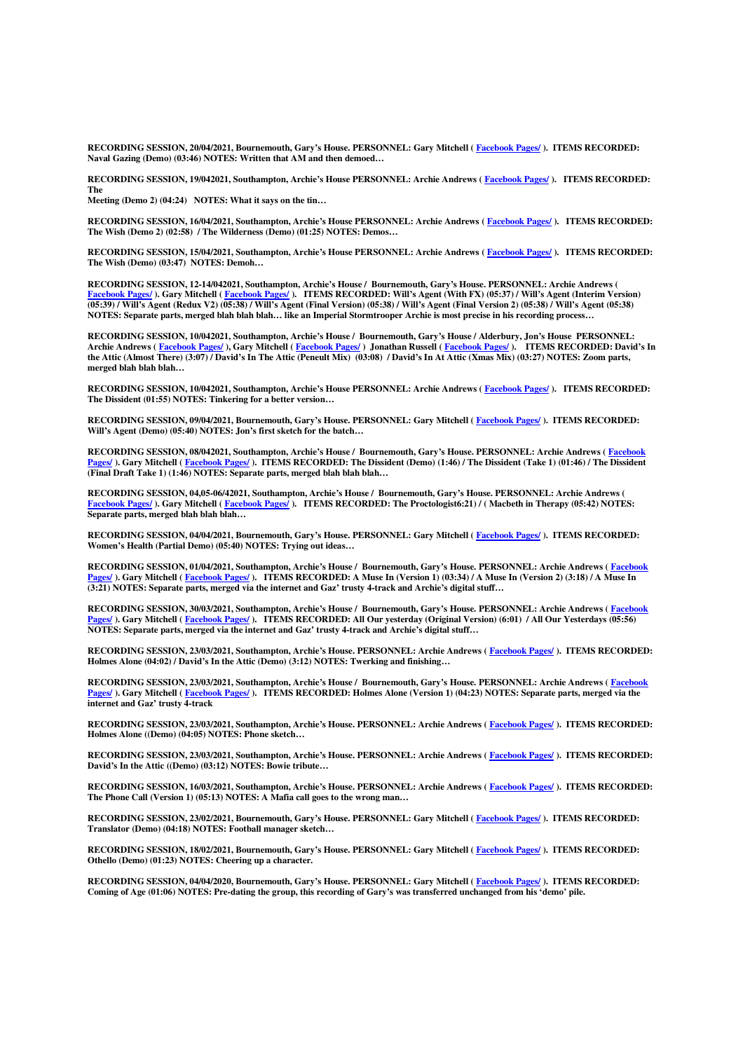**RECORDING SESSION, 20/04/2021, Bournemouth, Gary's House. PERSONNEL: Gary Mitchell ( Facebook Pages/ ). ITEMS RECORDED: Naval Gazing (Demo) (03:46) NOTES: Written that AM and then demoed…**

**RECORDING SESSION, 19/042021, Southampton, Archie's House PERSONNEL: Archie Andrews ( Facebook Pages/ ). ITEMS RECORDED: The Meeting (Demo 2) (04:24) NOTES: What it says on the tin…**

**RECORDING SESSION, 16/04/2021, Southampton, Archie's House PERSONNEL: Archie Andrews ( Facebook Pages/ ). ITEMS RECORDED: The Wish (Demo 2) (02:58) / The Wilderness (Demo) (01:25) NOTES: Demos…**

**RECORDING SESSION, 15/04/2021, Southampton, Archie's House PERSONNEL: Archie Andrews ( Facebook Pages/ ). ITEMS RECORDED: The Wish (Demo) (03:47) NOTES: Demoh…**

**RECORDING SESSION, 12-14/042021, Southampton, Archie's House / Bournemouth, Gary's House. PERSONNEL: Archie Andrews ( Facebook Pages/ ). Gary Mitchell ( Facebook Pages/ ). ITEMS RECORDED: Will's Agent (With FX) (05:37) / Will's Agent (Interim Version) (05:39) / Will's Agent (Redux V2) (05:38) / Will's Agent (Final Version) (05:38) / Will's Agent (Final Version 2) (05:38) / Will's Agent (05:38) NOTES: Separate parts, merged blah blah blah… like an Imperial Stormtrooper Archie is most precise in his recording process…**

**RECORDING SESSION, 10/042021, Southampton, Archie's House / Bournemouth, Gary's House / Alderbury, Jon's House PERSONNEL: Archie Andrews ( Facebook Pages/ ), Gary Mitchell ( Facebook Pages/ ) Jonathan Russell ( Facebook Pages/ ). ITEMS RECORDED: David's In the Attic (Almost There) (3:07) / David's In The Attic (Peneult Mix) (03:08) / David's In At Attic (Xmas Mix) (03:27) NOTES: Zoom parts, merged blah blah blah…**

**RECORDING SESSION, 10/042021, Southampton, Archie's House PERSONNEL: Archie Andrews ( Facebook Pages/ ). ITEMS RECORDED: The Dissident (01:55) NOTES: Tinkering for a better version…**

**RECORDING SESSION, 09/04/2021, Bournemouth, Gary's House. PERSONNEL: Gary Mitchell ( Facebook Pages/ ). ITEMS RECORDED: Will's Agent (Demo) (05:40) NOTES: Jon's first sketch for the batch…**

**RECORDING SESSION, 08/042021, Southampton, Archie's House / Bournemouth, Gary's House. PERSONNEL: Archie Andrews ( Facebook Pages/ ). Gary Mitchell ( Facebook Pages/ ). ITEMS RECORDED: The Dissident (Demo) (1:46) / The Dissident (Take 1) (01:46) / The Dissident (Final Draft Take 1) (1:46) NOTES: Separate parts, merged blah blah blah…**

**RECORDING SESSION, 04,05-06/42021, Southampton, Archie's House / Bournemouth, Gary's House. PERSONNEL: Archie Andrews ( Facebook Pages/ ). Gary Mitchell ( Facebook Pages/ ). ITEMS RECORDED: The Proctologist6:21) / ( Macbeth in Therapy (05:42) NOTES: Separate parts, merged blah blah blah…**

**RECORDING SESSION, 04/04/2021, Bournemouth, Gary's House. PERSONNEL: Gary Mitchell ( Facebook Pages/ ). ITEMS RECORDED: Women's Health (Partial Demo) (05:40) NOTES: Trying out ideas…**

**RECORDING SESSION, 01/04/2021, Southampton, Archie's House / Bournemouth, Gary's House. PERSONNEL: Archie Andrews ( Facebook Pages/ ). Gary Mitchell ( Facebook Pages/ ). ITEMS RECORDED: A Muse In (Version 1) (03:34) / A Muse In (Version 2) (3:18) / A Muse In (3:21) NOTES: Separate parts, merged via the internet and Gaz' trusty 4-track and Archie's digital stuff…**

**RECORDING SESSION, 30/03/2021, Southampton, Archie's House / Bournemouth, Gary's House. PERSONNEL: Archie Andrews ( Facebook Pages/ ). Gary Mitchell ( Facebook Pages/ ). ITEMS RECORDED: All Our yesterday (Original Version) (6:01) / All Our Yesterdays (05:56) NOTES: Separate parts, merged via the internet and Gaz' trusty 4-track and Archie's digital stuff…**

**RECORDING SESSION, 23/03/2021, Southampton, Archie's House. PERSONNEL: Archie Andrews ( Facebook Pages/ ). ITEMS RECORDED: Holmes Alone (04:02) / David's In the Attic (Demo) (3:12) NOTES: Twerking and finishing…**

**RECORDING SESSION, 23/03/2021, Southampton, Archie's House / Bournemouth, Gary's House. PERSONNEL: Archie Andrews ( Facebook Pages/ ). Gary Mitchell ( Facebook Pages/ ). ITEMS RECORDED: Holmes Alone (Version 1) (04:23) NOTES: Separate parts, merged via the internet and Gaz' trusty 4-track**

**RECORDING SESSION, 23/03/2021, Southampton, Archie's House. PERSONNEL: Archie Andrews ( Facebook Pages/ ). ITEMS RECORDED: Holmes Alone ((Demo) (04:05) NOTES: Phone sketch…**

**RECORDING SESSION, 23/03/2021, Southampton, Archie's House. PERSONNEL: Archie Andrews ( Facebook Pages/ ). ITEMS RECORDED: David's In the Attic ((Demo) (03:12) NOTES: Bowie tribute…**

**RECORDING SESSION, 16/03/2021, Southampton, Archie's House. PERSONNEL: Archie Andrews ( Facebook Pages/ ). ITEMS RECORDED: The Phone Call (Version 1) (05:13) NOTES: A Mafia call goes to the wrong man…**

**RECORDING SESSION, 23/02/2021, Bournemouth, Gary's House. PERSONNEL: Gary Mitchell ( Facebook Pages/ ). ITEMS RECORDED: Translator (Demo) (04:18) NOTES: Football manager sketch…**

**RECORDING SESSION, 18/02/2021, Bournemouth, Gary's House. PERSONNEL: Gary Mitchell ( Facebook Pages/ ). ITEMS RECORDED: Othello (Demo) (01:23) NOTES: Cheering up a character.**

**RECORDING SESSION, 04/04/2020, Bournemouth, Gary's House. PERSONNEL: Gary Mitchell ( Facebook Pages/ ). ITEMS RECORDED: Coming of Age (01:06) NOTES: Pre-dating the group, this recording of Gary's was transferred unchanged from his 'demo' pile.**